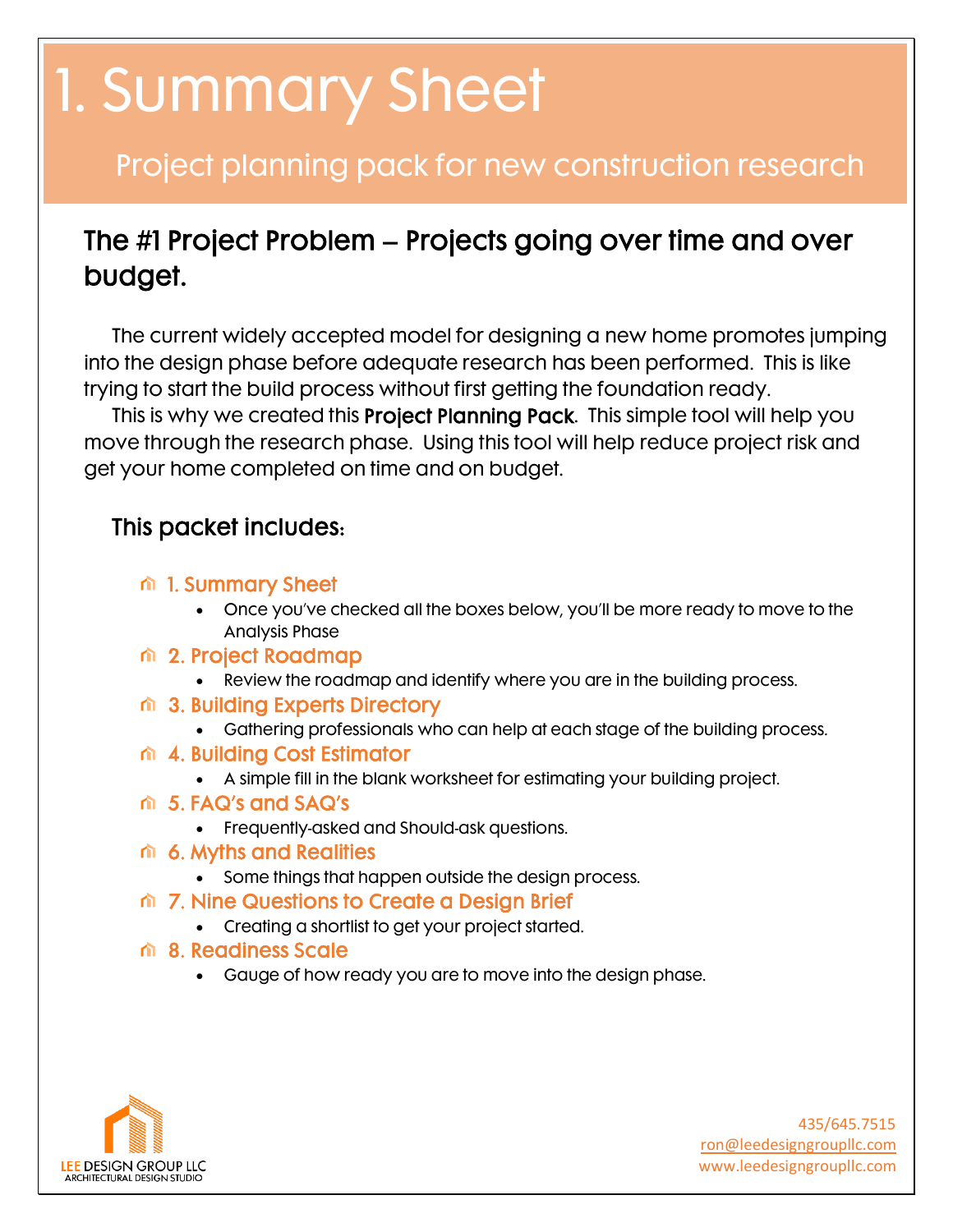# 1. Summary Sheet

## Project planning pack for new construction research

## The #1 Project Problem – Projects going over time and over budget.

The current widely accepted model for designing a new home promotes jumping into the design phase before adequate research has been performed. This is like trying to start the build process without first getting the foundation ready.

This is why we created this **Project Planning Pack**. This simple tool will help you move through the research phase. Using this tool will help reduce project risk and get your home completed on time and on budget.

### This packet includes:

- **1. Summary Sheet**
  - Once you've checked all the boxes below, you'll be more ready to move to the Analysis Phase
- **2. Project Roadmap**
  - Review the roadmap and identify where you are in the building process.
- **3. Building Experts Directory**
  - Gathering professionals who can help at each stage of the building process.
- **4. Building Cost Estimator**
  - A simple fill in the blank worksheet for estimating your building project.
- **5. FAQ's and SAQ's**
  - Frequently-asked and Should-ask questions.
- **6. Myths and Realities**
  - Some things that happen outside the design process.
- **7. Nine Questions to Create a Design Brief**
  - Creating a shortlist to get your project started.
- **8. Readiness Scale**
  - Gauge of how ready you are to move into the design phase.

LEE DESIGN GROUP LLC
ARCHITECTURAL DESIGN STUDIO

435/645.7515
ron@leedesigngroupllc.com
www.leedesigngroupllc.com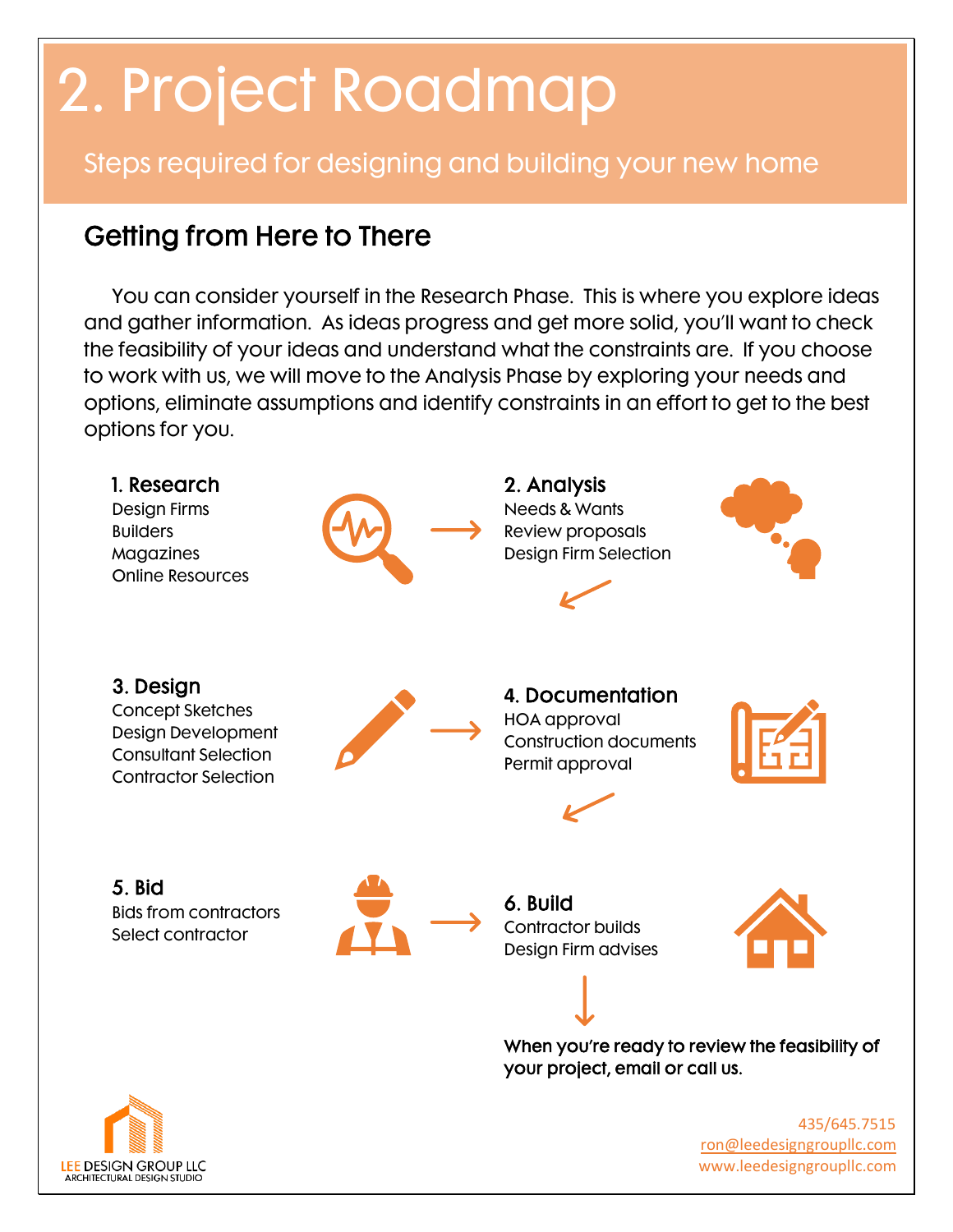# 2. Project Roadmap

Steps required for designing and building your new home

## Getting from Here to There

You can consider yourself in the Research Phase. This is where you explore ideas and gather information. As ideas progress and get more solid, you'll want to check the feasibility of your ideas and understand what the constraints are. If you choose to work with us, we will move to the Analysis Phase by exploring your needs and options, eliminate assumptions and identify constraints in an effort to get to the best options for you.

### 1. Research
Design Firms
Builders
Magazines
Online Resources

### 2. Analysis
Needs & Wants
Review proposals
Design Firm Selection

### 3. Design
Concept Sketches
Design Development
Consultant Selection
Contractor Selection

### 4. Documentation
HOA approval
Construction documents
Permit approval

### 5. Bid
Bids from contractors
Select contractor

### 6. Build
Contractor builds
Design Firm advises

**When you're ready to review the feasibility of your project, email or call us.**

LEE DESIGN GROUP LLC
ARCHITECTURAL DESIGN STUDIO

435/645.7515
ron@leedesigngroupllc.com
www.leedesigngroupllc.com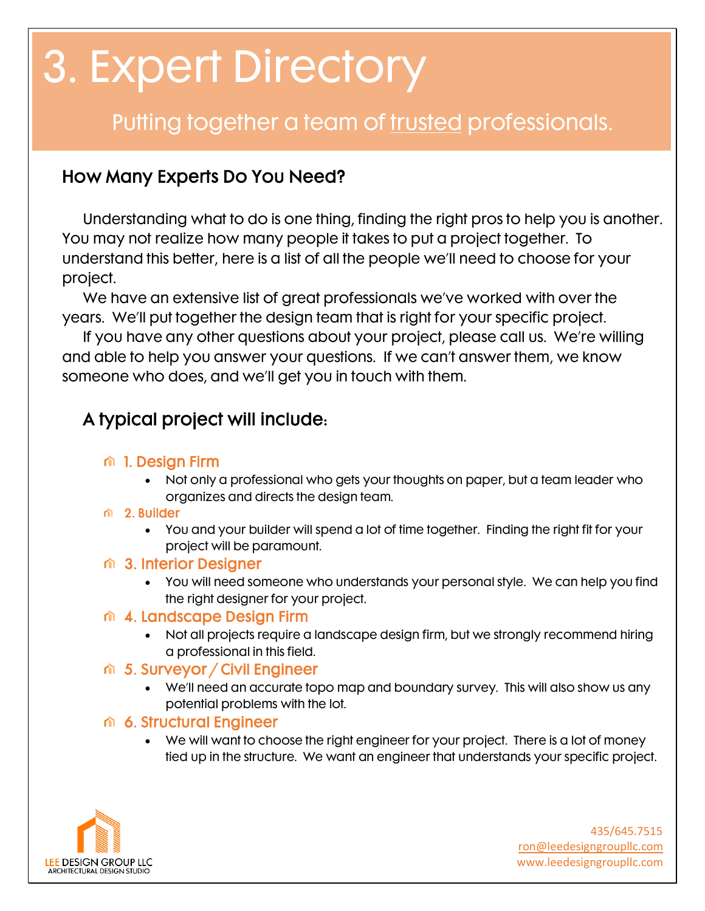# 3. Expert Directory

Putting together a team of trusted professionals.

## How Many Experts Do You Need?

Understanding what to do is one thing, finding the right pros to help you is another. You may not realize how many people it takes to put a project together. To understand this better, here is a list of all the people we'll need to choose for your project.

We have an extensive list of great professionals we've worked with over the years. We'll put together the design team that is right for your specific project.

If you have any other questions about your project, please call us. We're willing and able to help you answer your questions. If we can't answer them, we know someone who does, and we'll get you in touch with them.

## A typical project will include:

### 1. Design Firm

- Not only a professional who gets your thoughts on paper, but a team leader who organizes and directs the design team.

### 2. Builder

- You and your builder will spend a lot of time together. Finding the right fit for your project will be paramount.

### 3. Interior Designer

- You will need someone who understands your personal style. We can help you find the right designer for your project.

### 4. Landscape Design Firm

- Not all projects require a landscape design firm, but we strongly recommend hiring a professional in this field.

### 5. Surveyor / Civil Engineer

- We'll need an accurate topo map and boundary survey. This will also show us any potential problems with the lot.

### 6. Structural Engineer

- We will want to choose the right engineer for your project. There is a lot of money tied up in the structure. We want an engineer that understands your specific project.

LEE DESIGN GROUP LLC
ARCHITECTURAL DESIGN STUDIO

435/645.7515
ron@leedesigngroupllc.com
www.leedesigngroupllc.com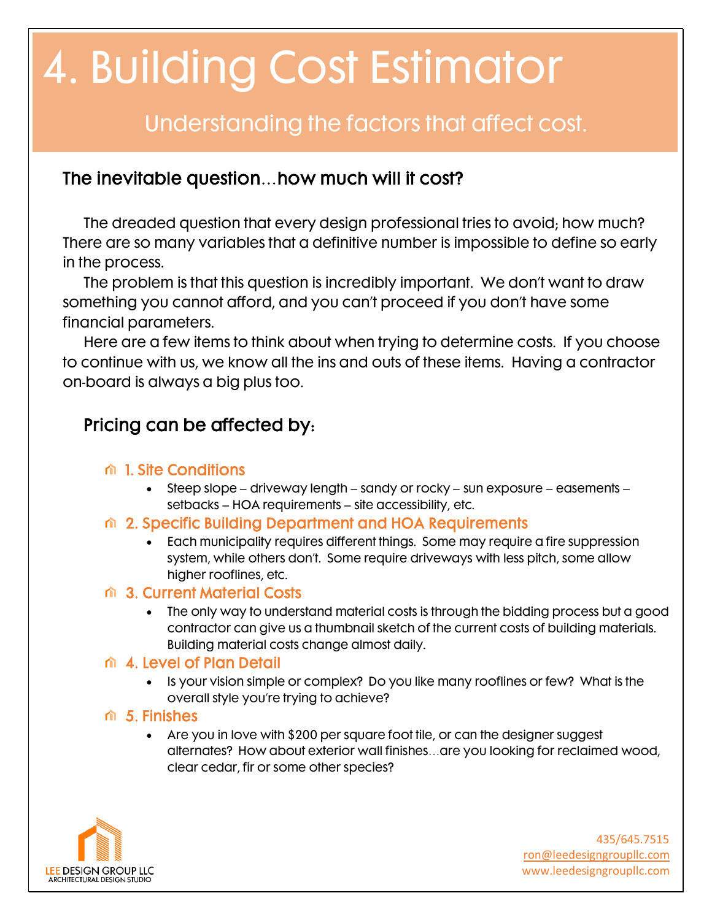# 4. Building Cost Estimator

## Understanding the factors that affect cost.

### The inevitable question…how much will it cost?

The dreaded question that every design professional tries to avoid; how much? There are so many variables that a definitive number is impossible to define so early in the process.

The problem is that this question is incredibly important. We don't want to draw something you cannot afford, and you can't proceed if you don't have some financial parameters.

Here are a few items to think about when trying to determine costs. If you choose to continue with us, we know all the ins and outs of these items. Having a contractor on-board is always a big plus too.

### Pricing can be affected by:

#### 1. Site Conditions

- Steep slope – driveway length – sandy or rocky – sun exposure – easements – setbacks – HOA requirements – site accessibility, etc.

#### 2. Specific Building Department and HOA Requirements

- Each municipality requires different things. Some may require a fire suppression system, while others don't. Some require driveways with less pitch, some allow higher rooflines, etc.

#### 3. Current Material Costs

- The only way to understand material costs is through the bidding process but a good contractor can give us a thumbnail sketch of the current costs of building materials. Building material costs change almost daily.

#### 4. Level of Plan Detail

- Is your vision simple or complex? Do you like many rooflines or few? What is the overall style you're trying to achieve?

#### 5. Finishes

- Are you in love with $200 per square foot tile, or can the designer suggest alternates? How about exterior wall finishes…are you looking for reclaimed wood, clear cedar, fir or some other species?

LEE DESIGN GROUP LLC
ARCHITECTURAL DESIGN STUDIO

435/645.7515
ron@leedesigngroupllc.com
www.leedesigngroupllc.com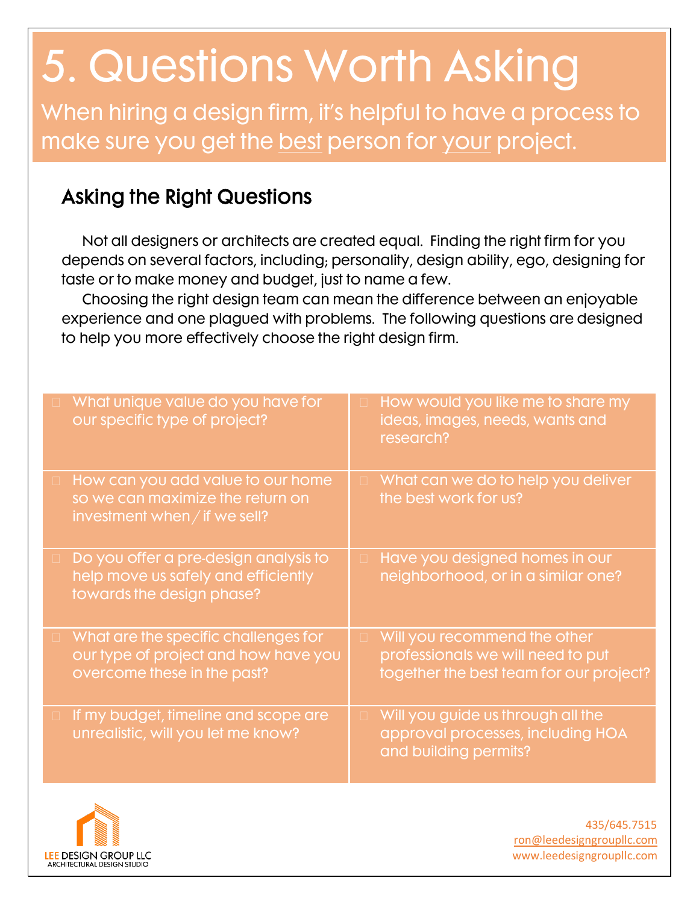# 5. Questions Worth Asking

When hiring a design firm, it's helpful to have a process to make sure you get the best person for your project.

## Asking the Right Questions

Not all designers or architects are created equal. Finding the right firm for you depends on several factors, including; personality, design ability, ego, designing for taste or to make money and budget, just to name a few.

Choosing the right design team can mean the difference between an enjoyable experience and one plagued with problems. The following questions are designed to help you more effectively choose the right design firm.

- What unique value do you have for our specific type of project?
- How would you like me to share my ideas, images, needs, wants and research?
- How can you add value to our home so we can maximize the return on investment when / if we sell?
- What can we do to help you deliver the best work for us?
- Do you offer a pre-design analysis to help move us safely and efficiently towards the design phase?
- Have you designed homes in our neighborhood, or in a similar one?
- What are the specific challenges for our type of project and how have you overcome these in the past?
- Will you recommend the other professionals we will need to put together the best team for our project?
- If my budget, timeline and scope are unrealistic, will you let me know?
- Will you guide us through all the approval processes, including HOA and building permits?

LEE DESIGN GROUP LLC
ARCHITECTURAL DESIGN STUDIO

435/645.7515
ron@leedesigngroupllc.com
www.leedesigngroupllc.com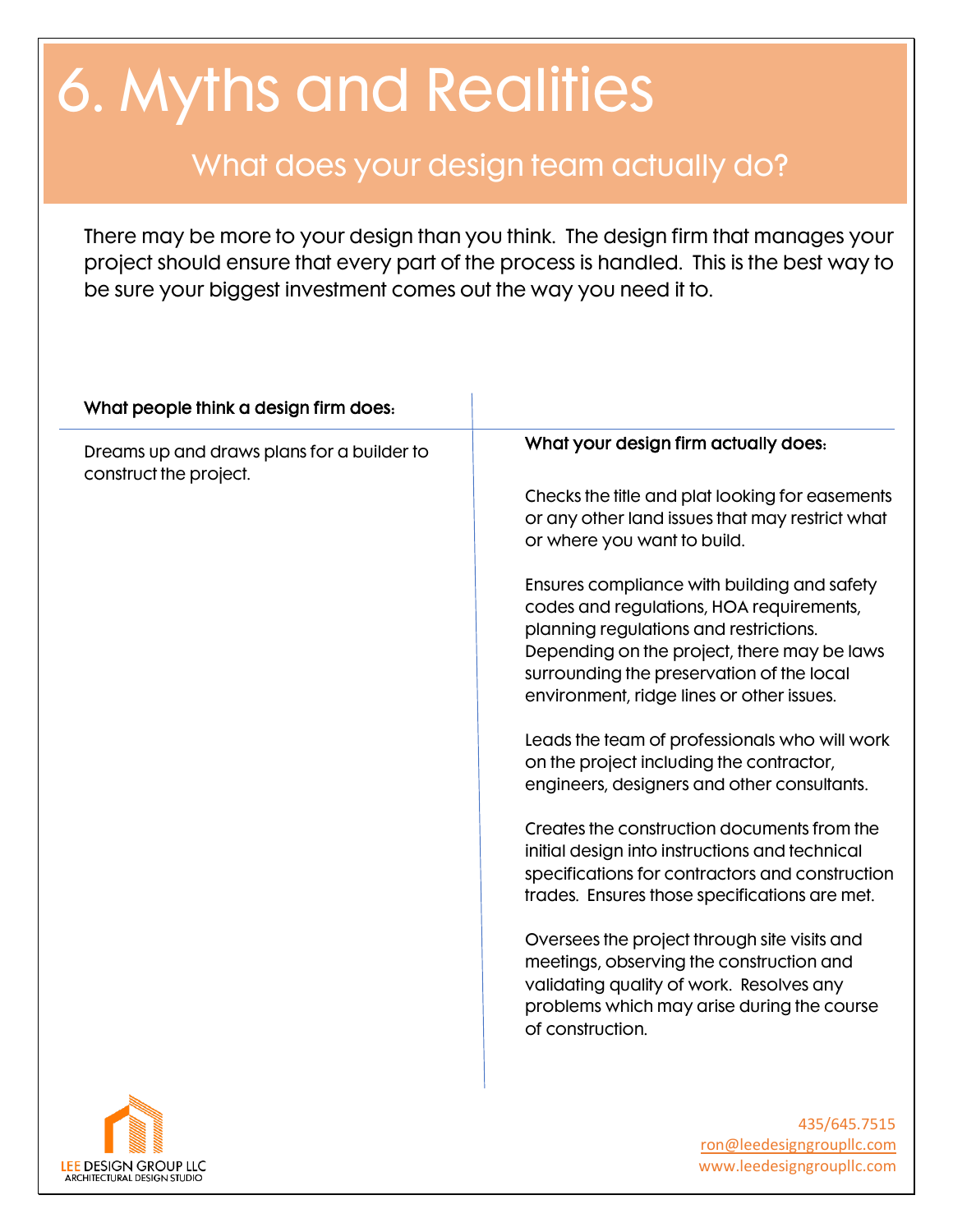# 6. Myths and Realities

## What does your design team actually do?

There may be more to your design than you think. The design firm that manages your project should ensure that every part of the process is handled. This is the best way to be sure your biggest investment comes out the way you need it to.

| What people think a design firm does: | What your design firm actually does: |
| --- | --- |
| Dreams up and draws plans for a builder to construct the project. | Checks the title and plat looking for easements or any other land issues that may restrict what or where you want to build.<br><br>Ensures compliance with building and safety codes and regulations, HOA requirements, planning regulations and restrictions. Depending on the project, there may be laws surrounding the preservation of the local environment, ridge lines or other issues.<br><br>Leads the team of professionals who will work on the project including the contractor, engineers, designers and other consultants.<br><br>Creates the construction documents from the initial design into instructions and technical specifications for contractors and construction trades. Ensures those specifications are met.<br><br>Oversees the project through site visits and meetings, observing the construction and validating quality of work. Resolves any problems which may arise during the course of construction. |

LEE DESIGN GROUP LLC
ARCHITECTURAL DESIGN STUDIO

435/645.7515
ron@leedesigngroupllc.com
www.leedesigngroupllc.com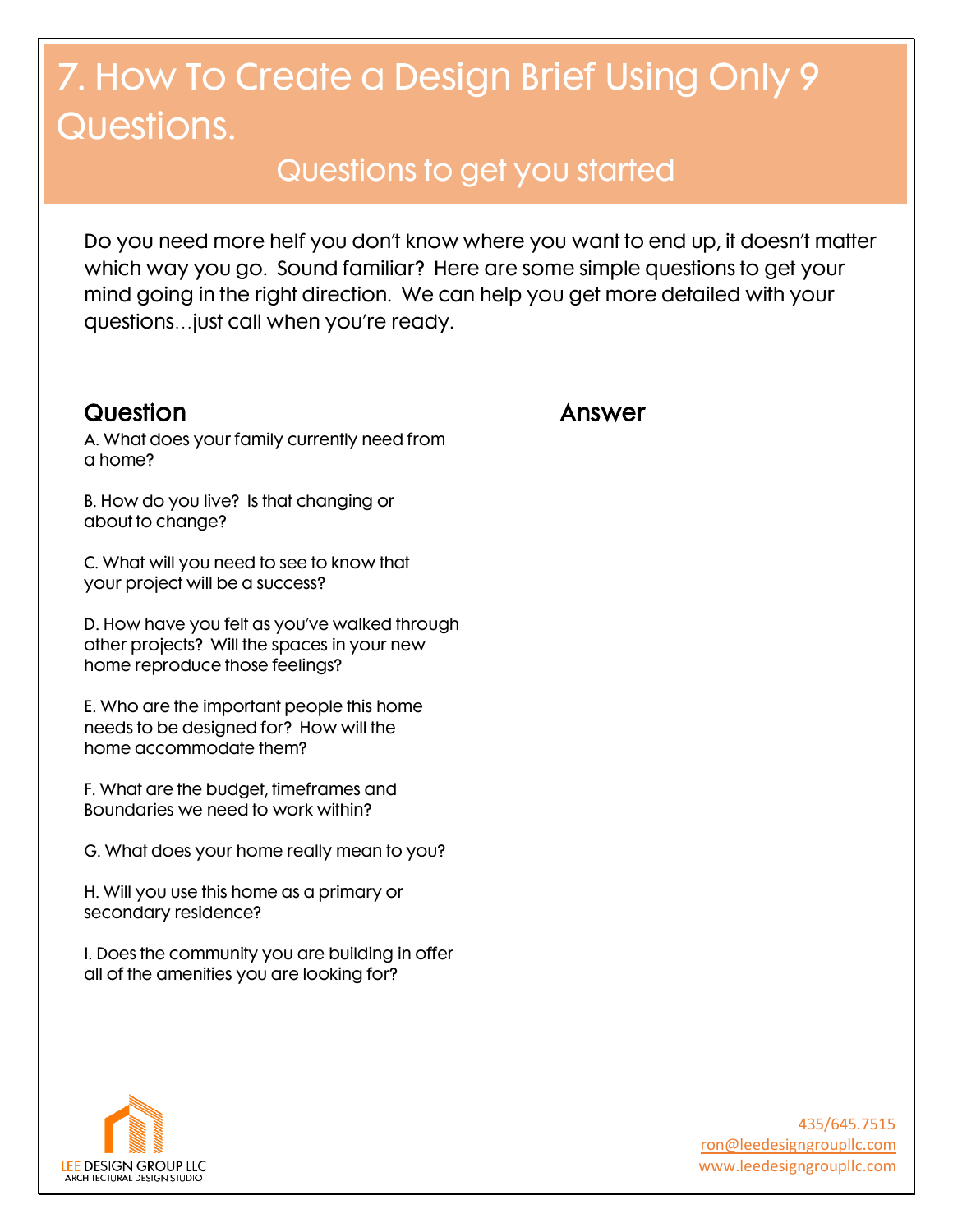# 7. How To Create a Design Brief Using Only 9 Questions.

## Questions to get you started

Do you need more helf you don't know where you want to end up, it doesn't matter which way you go. Sound familiar? Here are some simple questions to get your mind going in the right direction. We can help you get more detailed with your questions…just call when you're ready.

| Question | Answer |
| --- | --- |
| A. What does your family currently need from a home? | |
| B. How do you live? Is that changing or about to change? | |
| C. What will you need to see to know that your project will be a success? | |
| D. How have you felt as you've walked through other projects? Will the spaces in your new home reproduce those feelings? | |
| E. Who are the important people this home needs to be designed for? How will the home accommodate them? | |
| F. What are the budget, timeframes and Boundaries we need to work within? | |
| G. What does your home really mean to you? | |
| H. Will you use this home as a primary or secondary residence? | |
| I. Does the community you are building in offer all of the amenities you are looking for? | |

LEE DESIGN GROUP LLC
ARCHITECTURAL DESIGN STUDIO

435/645.7515
ron@leedesigngroupllc.com
www.leedesigngroupllc.com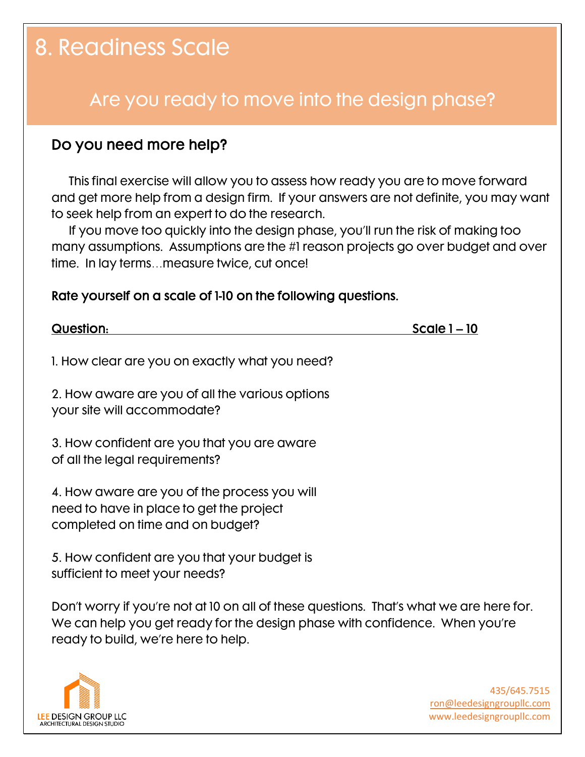# 8. Readiness Scale

## Are you ready to move into the design phase?

### Do you need more help?

This final exercise will allow you to assess how ready you are to move forward and get more help from a design firm. If your answers are not definite, you may want to seek help from an expert to do the research.

If you move too quickly into the design phase, you'll run the risk of making too many assumptions. Assumptions are the #1 reason projects go over budget and over time. In lay terms…measure twice, cut once!

**Rate yourself on a scale of 1-10 on the following questions.**

| Question: | Scale 1 – 10 |
|---|---|
| 1. How clear are you on exactly what you need? | |
| 2. How aware are you of all the various options your site will accommodate? | |
| 3. How confident are you that you are aware of all the legal requirements? | |
| 4. How aware are you of the process you will need to have in place to get the project completed on time and on budget? | |
| 5. How confident are you that your budget is sufficient to meet your needs? | |

Don't worry if you're not at 10 on all of these questions. That's what we are here for. We can help you get ready for the design phase with confidence. When you're ready to build, we're here to help.

LEE DESIGN GROUP LLC
ARCHITECTURAL DESIGN STUDIO

435/645.7515
ron@leedesigngroupllc.com
www.leedesigngroupllc.com